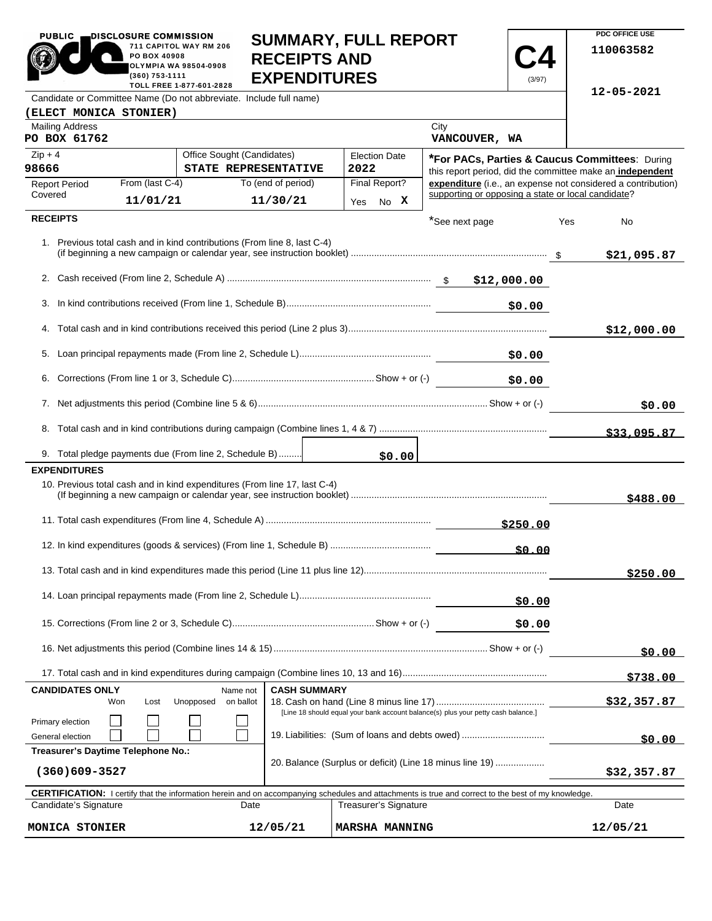PUBLIC DISCLOSURE COMMISSION
711 CAPITOL WAY RM 206
PO BOX 40908
OLYMPIA WA 98504-0908
(360) 753-1111
TOLL FREE 1-877-601-2828

# SUMMARY, FULL REPORT RECEIPTS AND EXPENDITURES

**C4** (3/97)

PDC OFFICE USE
110063582
12-05-2021

Candidate or Committee Name (Do not abbreviate. Include full name)
**(ELECT MONICA STONIER)**

| | | |
|---|---|---|
| Mailing Address: PO BOX 61762 | City: VANCOUVER, WA | |
| Zip + 4: 98666 | Office Sought (Candidates): STATE REPRESENTATIVE | Election Date: 2022 |
| Report Period Covered: From (last C-4) 11/01/21 | To (end of period) 11/30/21 | Final Report? Yes No X |

***For PACs, Parties & Caucus Committees**: During this report period, did the committee make an **independent expenditure** (i.e., an expense not considered a contribution) supporting or opposing a state or local candidate?

*See next page Yes No

## RECEIPTS

| | | |
|---|---|---|
| 1. Previous total cash and in kind contributions (From line 8, last C-4) (if beginning a new campaign or calendar year, see instruction booklet) | | $21,095.87 |
| 2. Cash received (From line 2, Schedule A) | $12,000.00 | |
| 3. In kind contributions received (From line 1, Schedule B) | $0.00 | |
| 4. Total cash and in kind contributions received this period (Line 2 plus 3) | | $12,000.00 |
| 5. Loan principal repayments made (From line 2, Schedule L) | $0.00 | |
| 6. Corrections (From line 1 or 3, Schedule C) Show + or (-) | $0.00 | |
| 7. Net adjustments this period (Combine line 5 & 6) Show + or (-) | | $0.00 |
| 8. Total cash and in kind contributions during campaign (Combine lines 1, 4 & 7) | | $33,095.87 |
| 9. Total pledge payments due (From line 2, Schedule B) | $0.00 | |

## EXPENDITURES

| | | |
|---|---|---|
| 10. Previous total cash and in kind expenditures (From line 17, last C-4) (If beginning a new campaign or calendar year, see instruction booklet) | | $488.00 |
| 11. Total cash expenditures (From line 4, Schedule A) | $250.00 | |
| 12. In kind expenditures (goods & services) (From line 1, Schedule B) | $0.00 | |
| 13. Total cash and in kind expenditures made this period (Line 11 plus line 12) | | $250.00 |
| 14. Loan principal repayments made (From line 2, Schedule L) | $0.00 | |
| 15. Corrections (From line 2 or 3, Schedule C) Show + or (-) | $0.00 | |
| 16. Net adjustments this period (Combine lines 14 & 15) Show + or (-) | | $0.00 |
| 17. Total cash and in kind expenditures during campaign (Combine lines 10, 13 and 16) | | $738.00 |

**CANDIDATES ONLY**

| | Won | Lost | Unopposed | Name not on ballot |
|---|---|---|---|---|
| Primary election | ☐ | ☐ | ☐ | ☐ |
| General election | ☐ | ☐ | ☐ | ☐ |

**Treasurer's Daytime Telephone No.:** (360)609-3527

**CASH SUMMARY**

| | |
|---|---|
| 18. Cash on hand (Line 8 minus line 17) [Line 18 should equal your bank account balance(s) plus your petty cash balance.] | $32,357.87 |
| 19. Liabilities: (Sum of loans and debts owed) | $0.00 |
| 20. Balance (Surplus or deficit) (Line 18 minus line 19) | $32,357.87 |

**CERTIFICATION:** I certify that the information herein and on accompanying schedules and attachments is true and correct to the best of my knowledge.

| Candidate's Signature | Date | Treasurer's Signature | Date |
|---|---|---|---|
| MONICA STONIER | 12/05/21 | MARSHA MANNING | 12/05/21 |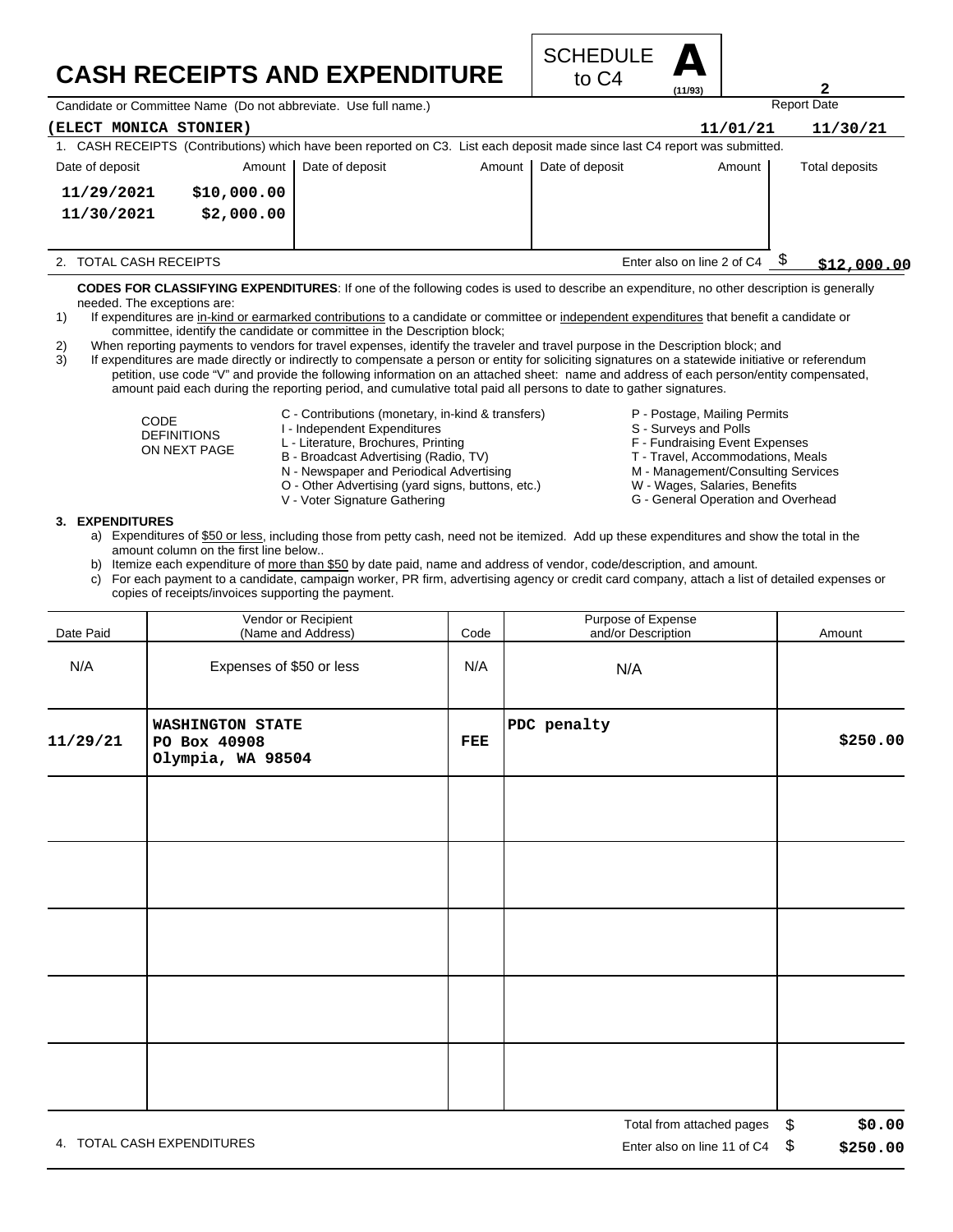# CASH RECEIPTS AND EXPENDITURE

SCHEDULE **A** to C4 (11/93)

Candidate or Committee Name (Do not abbreviate. Use full name.)

**(ELECT MONICA STONIER)**

Report Date: **2** — **11/01/21** **11/30/21**

1. CASH RECEIPTS (Contributions) which have been reported on C3. List each deposit made since last C4 report was submitted.

| Date of deposit | Amount | Date of deposit | Amount | Date of deposit | Amount | Total deposits |
|---|---|---|---|---|---|---|
| 11/29/2021 | $10,000.00 | | | | | |
| 11/30/2021 | $2,000.00 | | | | | |

2. TOTAL CASH RECEIPTS — Enter also on line 2 of C4 $ **$12,000.00**

**CODES FOR CLASSIFYING EXPENDITURES**: If one of the following codes is used to describe an expenditure, no other description is generally needed. The exceptions are:

1) If expenditures are in-kind or earmarked contributions to a candidate or committee or independent expenditures that benefit a candidate or committee, identify the candidate or committee in the Description block;
2) When reporting payments to vendors for travel expenses, identify the traveler and travel purpose in the Description block; and
3) If expenditures are made directly or indirectly to compensate a person or entity for soliciting signatures on a statewide initiative or referendum petition, use code "V" and provide the following information on an attached sheet: name and address of each person/entity compensated, amount paid each during the reporting period, and cumulative total paid all persons to date to gather signatures.

CODE DEFINITIONS ON NEXT PAGE

- C - Contributions (monetary, in-kind & transfers)
- I - Independent Expenditures
- L - Literature, Brochures, Printing
- B - Broadcast Advertising (Radio, TV)
- N - Newspaper and Periodical Advertising
- O - Other Advertising (yard signs, buttons, etc.)
- V - Voter Signature Gathering
- P - Postage, Mailing Permits
- S - Surveys and Polls
- F - Fundraising Event Expenses
- T - Travel, Accommodations, Meals
- M - Management/Consulting Services
- W - Wages, Salaries, Benefits
- G - General Operation and Overhead

**3. EXPENDITURES**

a) Expenditures of $50 or less, including those from petty cash, need not be itemized. Add up these expenditures and show the total in the amount column on the first line below..

b) Itemize each expenditure of more than $50 by date paid, name and address of vendor, code/description, and amount.

c) For each payment to a candidate, campaign worker, PR firm, advertising agency or credit card company, attach a list of detailed expenses or copies of receipts/invoices supporting the payment.

| Date Paid | Vendor or Recipient (Name and Address) | Code | Purpose of Expense and/or Description | Amount |
|---|---|---|---|---|
| N/A | Expenses of $50 or less | N/A | N/A | |
| 11/29/21 | WASHINGTON STATE PO Box 40908 Olympia, WA 98504 | FEE | PDC penalty | $250.00 |
| | | | | |
| | | | | |
| | | | | |
| | | | | |
| | | | | |

Total from attached pages $ **$0.00**

4. TOTAL CASH EXPENDITURES — Enter also on line 11 of C4 $ **$250.00**